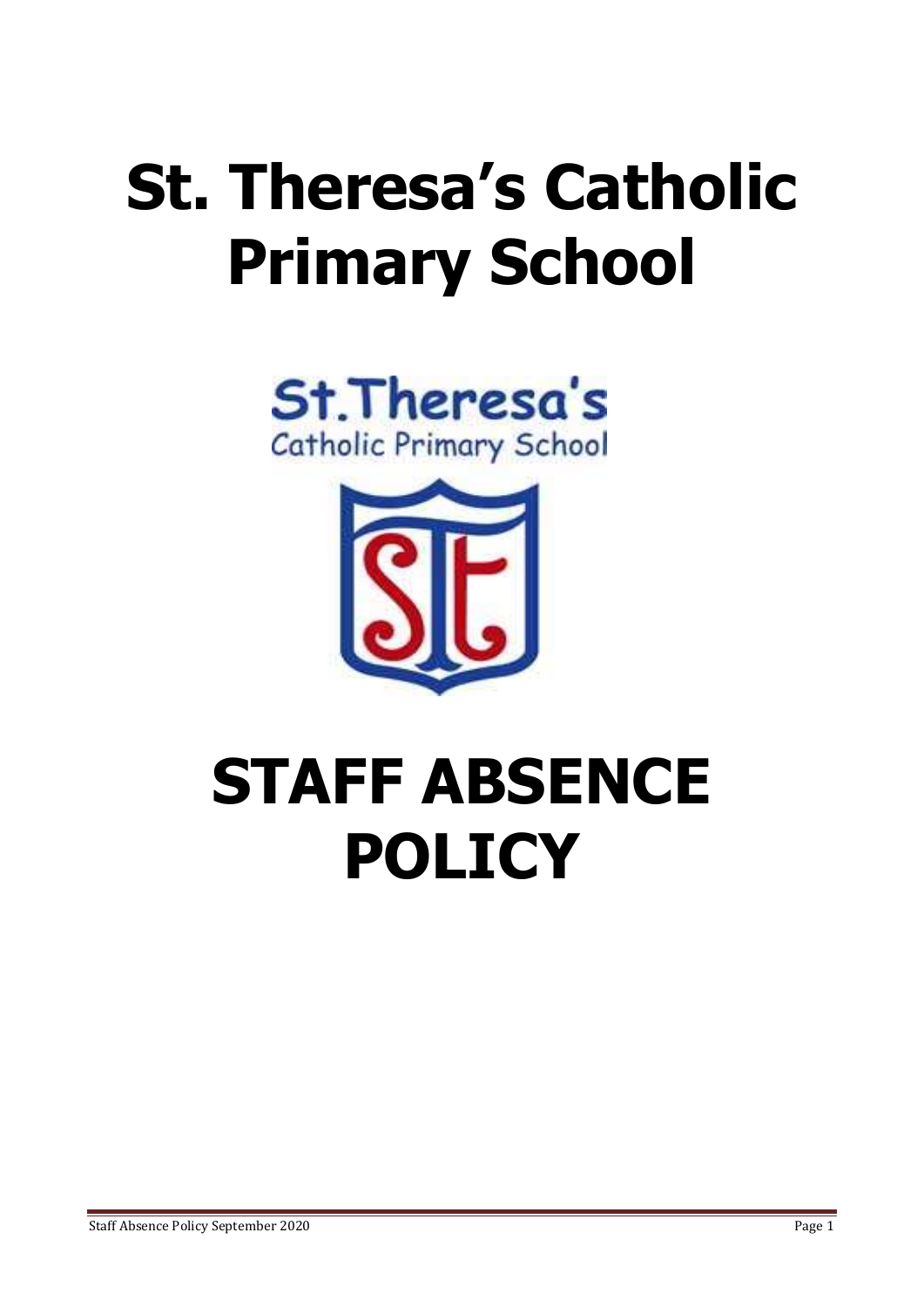# St. Theresa's Catholic Primary School

# STAFF ABSENCE POLICY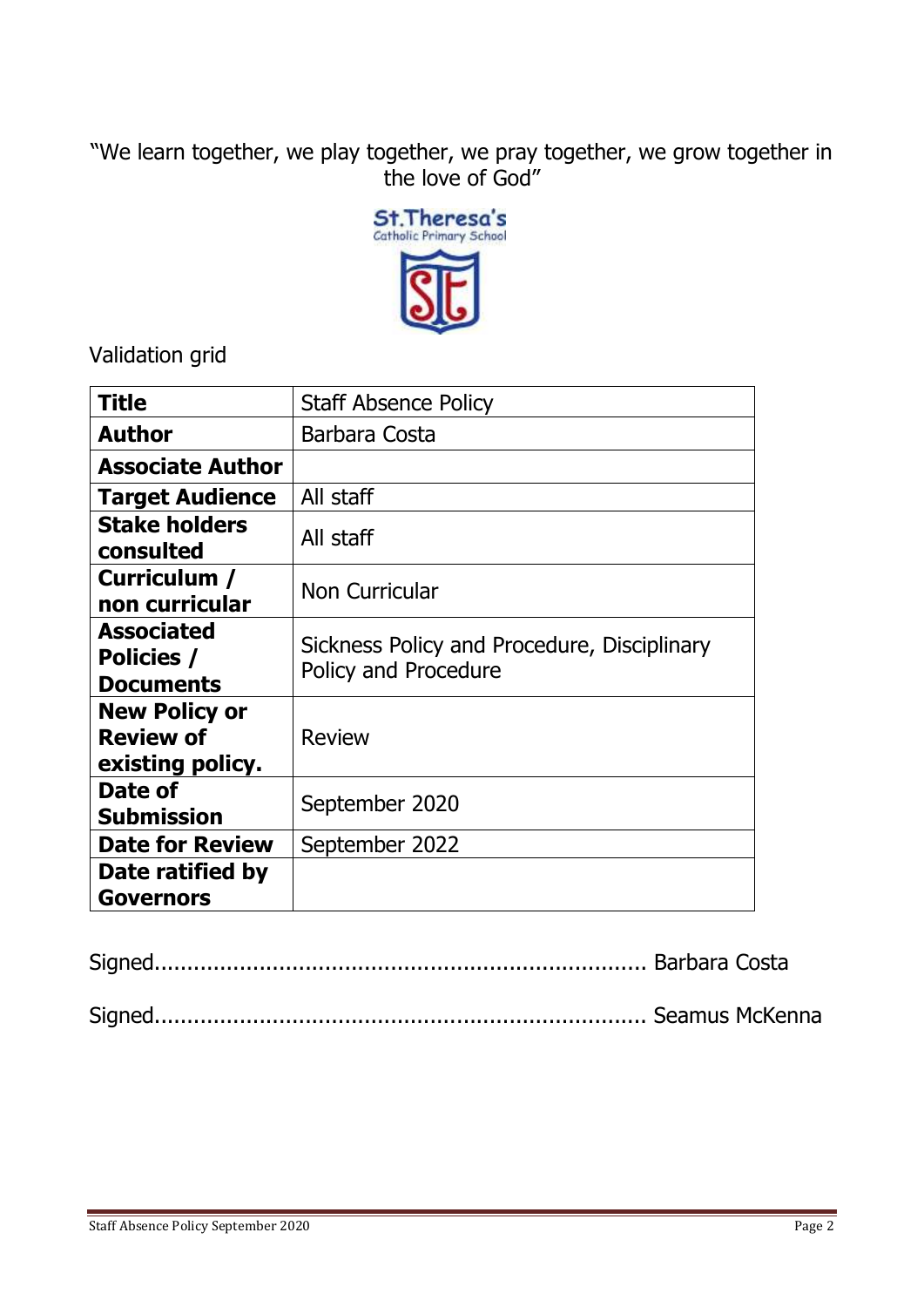"We learn together, we play together, we pray together, we grow together in the love of God"

St.Theresa's
Catholic Primary School

Validation grid

| **Title** | Staff Absence Policy |
|---|---|
| **Author** | Barbara Costa |
| **Associate Author** | |
| **Target Audience** | All staff |
| **Stake holders consulted** | All staff |
| **Curriculum / non curricular** | Non Curricular |
| **Associated Policies / Documents** | Sickness Policy and Procedure, Disciplinary Policy and Procedure |
| **New Policy or Review of existing policy.** | Review |
| **Date of Submission** | September 2020 |
| **Date for Review** | September 2022 |
| **Date ratified by Governors** | |

Signed.......................................................................... Barbara Costa

Signed.......................................................................... Seamus McKenna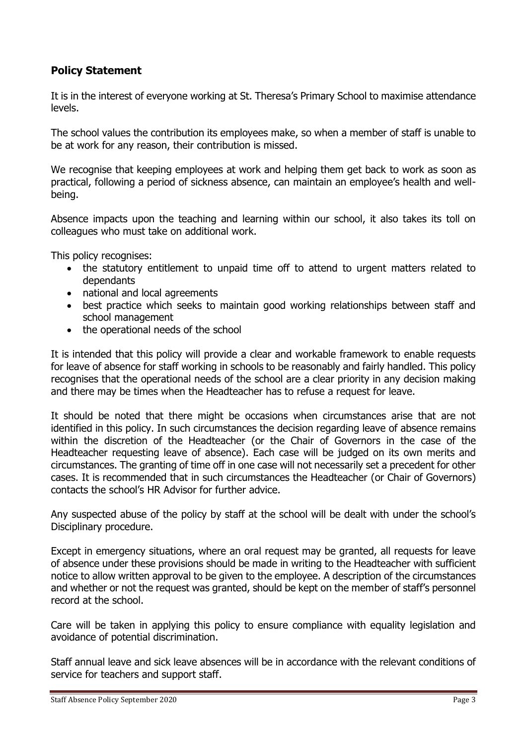## Policy Statement

It is in the interest of everyone working at St. Theresa's Primary School to maximise attendance levels.

The school values the contribution its employees make, so when a member of staff is unable to be at work for any reason, their contribution is missed.

We recognise that keeping employees at work and helping them get back to work as soon as practical, following a period of sickness absence, can maintain an employee's health and well-being.

Absence impacts upon the teaching and learning within our school, it also takes its toll on colleagues who must take on additional work.

This policy recognises:

- the statutory entitlement to unpaid time off to attend to urgent matters related to dependants
- national and local agreements
- best practice which seeks to maintain good working relationships between staff and school management
- the operational needs of the school

It is intended that this policy will provide a clear and workable framework to enable requests for leave of absence for staff working in schools to be reasonably and fairly handled. This policy recognises that the operational needs of the school are a clear priority in any decision making and there may be times when the Headteacher has to refuse a request for leave.

It should be noted that there might be occasions when circumstances arise that are not identified in this policy. In such circumstances the decision regarding leave of absence remains within the discretion of the Headteacher (or the Chair of Governors in the case of the Headteacher requesting leave of absence). Each case will be judged on its own merits and circumstances. The granting of time off in one case will not necessarily set a precedent for other cases. It is recommended that in such circumstances the Headteacher (or Chair of Governors) contacts the school's HR Advisor for further advice.

Any suspected abuse of the policy by staff at the school will be dealt with under the school's Disciplinary procedure.

Except in emergency situations, where an oral request may be granted, all requests for leave of absence under these provisions should be made in writing to the Headteacher with sufficient notice to allow written approval to be given to the employee. A description of the circumstances and whether or not the request was granted, should be kept on the member of staff's personnel record at the school.

Care will be taken in applying this policy to ensure compliance with equality legislation and avoidance of potential discrimination.

Staff annual leave and sick leave absences will be in accordance with the relevant conditions of service for teachers and support staff.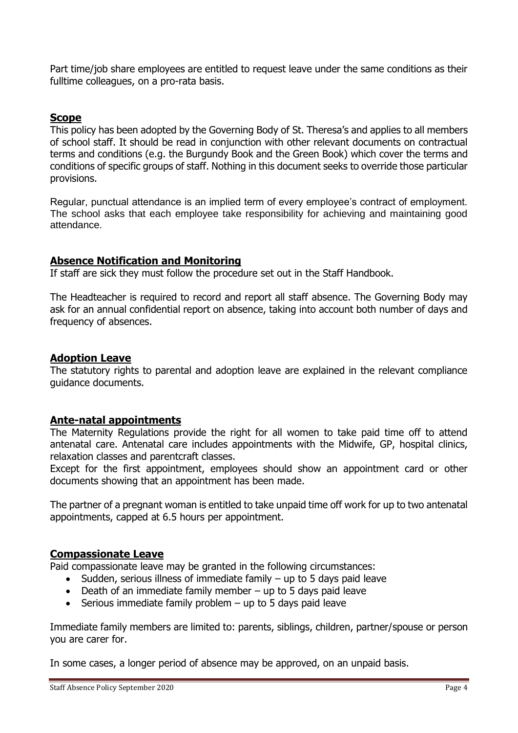Part time/job share employees are entitled to request leave under the same conditions as their fulltime colleagues, on a pro-rata basis.

## Scope

This policy has been adopted by the Governing Body of St. Theresa's and applies to all members of school staff. It should be read in conjunction with other relevant documents on contractual terms and conditions (e.g. the Burgundy Book and the Green Book) which cover the terms and conditions of specific groups of staff. Nothing in this document seeks to override those particular provisions.

Regular, punctual attendance is an implied term of every employee's contract of employment. The school asks that each employee take responsibility for achieving and maintaining good attendance.

## Absence Notification and Monitoring

If staff are sick they must follow the procedure set out in the Staff Handbook.

The Headteacher is required to record and report all staff absence. The Governing Body may ask for an annual confidential report on absence, taking into account both number of days and frequency of absences.

## Adoption Leave

The statutory rights to parental and adoption leave are explained in the relevant compliance guidance documents.

## Ante-natal appointments

The Maternity Regulations provide the right for all women to take paid time off to attend antenatal care. Antenatal care includes appointments with the Midwife, GP, hospital clinics, relaxation classes and parentcraft classes.

Except for the first appointment, employees should show an appointment card or other documents showing that an appointment has been made.

The partner of a pregnant woman is entitled to take unpaid time off work for up to two antenatal appointments, capped at 6.5 hours per appointment.

## Compassionate Leave

Paid compassionate leave may be granted in the following circumstances:

- Sudden, serious illness of immediate family – up to 5 days paid leave
- Death of an immediate family member – up to 5 days paid leave
- Serious immediate family problem – up to 5 days paid leave

Immediate family members are limited to: parents, siblings, children, partner/spouse or person you are carer for.

In some cases, a longer period of absence may be approved, on an unpaid basis.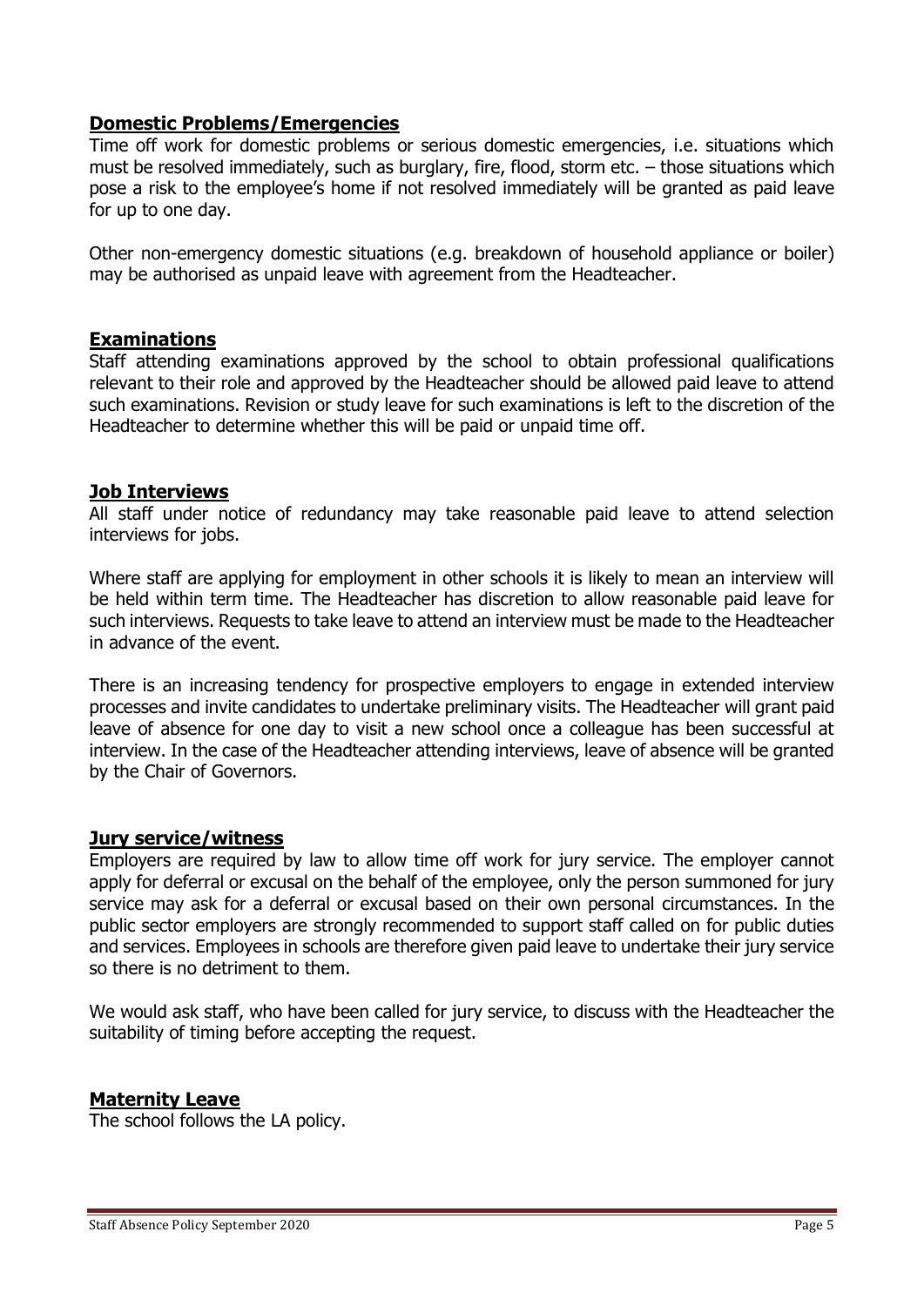## Domestic Problems/Emergencies

Time off work for domestic problems or serious domestic emergencies, i.e. situations which must be resolved immediately, such as burglary, fire, flood, storm etc. – those situations which pose a risk to the employee's home if not resolved immediately will be granted as paid leave for up to one day.

Other non-emergency domestic situations (e.g. breakdown of household appliance or boiler) may be authorised as unpaid leave with agreement from the Headteacher.

## Examinations

Staff attending examinations approved by the school to obtain professional qualifications relevant to their role and approved by the Headteacher should be allowed paid leave to attend such examinations. Revision or study leave for such examinations is left to the discretion of the Headteacher to determine whether this will be paid or unpaid time off.

## Job Interviews

All staff under notice of redundancy may take reasonable paid leave to attend selection interviews for jobs.

Where staff are applying for employment in other schools it is likely to mean an interview will be held within term time. The Headteacher has discretion to allow reasonable paid leave for such interviews. Requests to take leave to attend an interview must be made to the Headteacher in advance of the event.

There is an increasing tendency for prospective employers to engage in extended interview processes and invite candidates to undertake preliminary visits. The Headteacher will grant paid leave of absence for one day to visit a new school once a colleague has been successful at interview. In the case of the Headteacher attending interviews, leave of absence will be granted by the Chair of Governors.

## Jury service/witness

Employers are required by law to allow time off work for jury service. The employer cannot apply for deferral or excusal on the behalf of the employee, only the person summoned for jury service may ask for a deferral or excusal based on their own personal circumstances. In the public sector employers are strongly recommended to support staff called on for public duties and services. Employees in schools are therefore given paid leave to undertake their jury service so there is no detriment to them.

We would ask staff, who have been called for jury service, to discuss with the Headteacher the suitability of timing before accepting the request.

## Maternity Leave

The school follows the LA policy.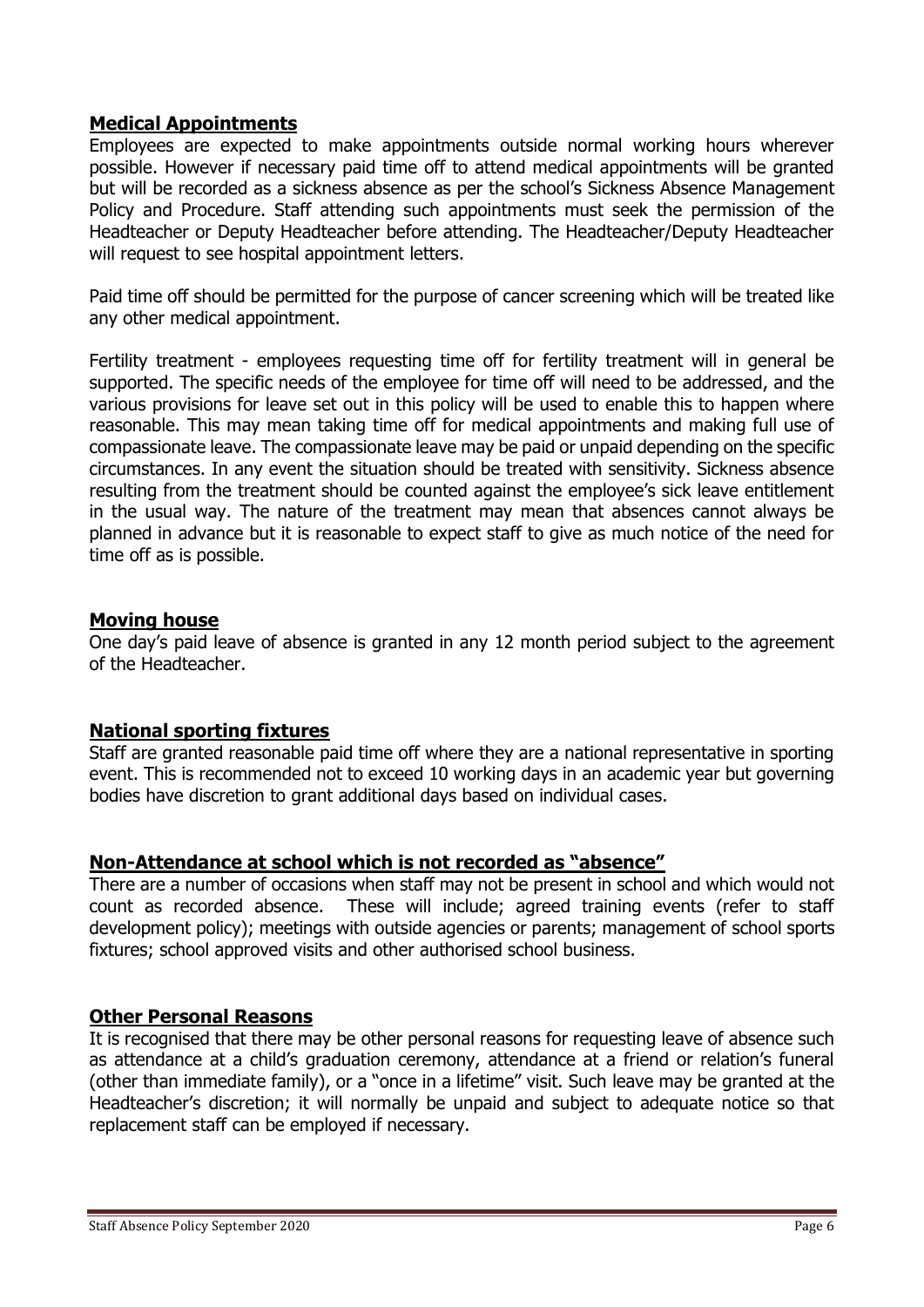## **Medical Appointments**

Employees are expected to make appointments outside normal working hours wherever possible. However if necessary paid time off to attend medical appointments will be granted but will be recorded as a sickness absence as per the school's Sickness Absence Management Policy and Procedure. Staff attending such appointments must seek the permission of the Headteacher or Deputy Headteacher before attending. The Headteacher/Deputy Headteacher will request to see hospital appointment letters.

Paid time off should be permitted for the purpose of cancer screening which will be treated like any other medical appointment.

Fertility treatment - employees requesting time off for fertility treatment will in general be supported. The specific needs of the employee for time off will need to be addressed, and the various provisions for leave set out in this policy will be used to enable this to happen where reasonable. This may mean taking time off for medical appointments and making full use of compassionate leave. The compassionate leave may be paid or unpaid depending on the specific circumstances. In any event the situation should be treated with sensitivity. Sickness absence resulting from the treatment should be counted against the employee's sick leave entitlement in the usual way. The nature of the treatment may mean that absences cannot always be planned in advance but it is reasonable to expect staff to give as much notice of the need for time off as is possible.

## **Moving house**

One day's paid leave of absence is granted in any 12 month period subject to the agreement of the Headteacher.

## **National sporting fixtures**

Staff are granted reasonable paid time off where they are a national representative in sporting event. This is recommended not to exceed 10 working days in an academic year but governing bodies have discretion to grant additional days based on individual cases.

## **Non-Attendance at school which is not recorded as "absence"**

There are a number of occasions when staff may not be present in school and which would not count as recorded absence. These will include; agreed training events (refer to staff development policy); meetings with outside agencies or parents; management of school sports fixtures; school approved visits and other authorised school business.

## **Other Personal Reasons**

It is recognised that there may be other personal reasons for requesting leave of absence such as attendance at a child's graduation ceremony, attendance at a friend or relation's funeral (other than immediate family), or a "once in a lifetime" visit. Such leave may be granted at the Headteacher's discretion; it will normally be unpaid and subject to adequate notice so that replacement staff can be employed if necessary.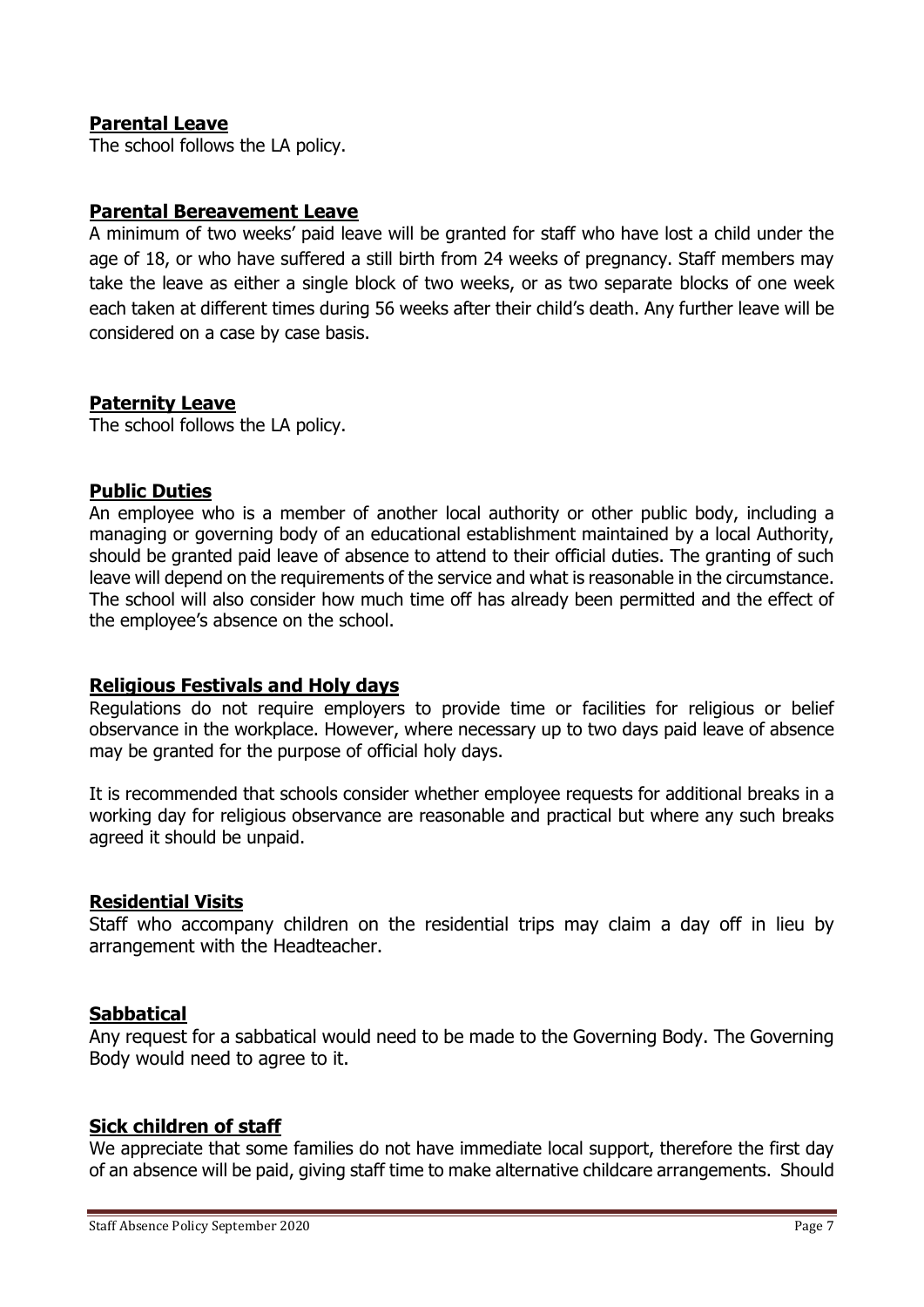## Parental Leave

The school follows the LA policy.

## Parental Bereavement Leave

A minimum of two weeks' paid leave will be granted for staff who have lost a child under the age of 18, or who have suffered a still birth from 24 weeks of pregnancy. Staff members may take the leave as either a single block of two weeks, or as two separate blocks of one week each taken at different times during 56 weeks after their child's death. Any further leave will be considered on a case by case basis.

## Paternity Leave

The school follows the LA policy.

## Public Duties

An employee who is a member of another local authority or other public body, including a managing or governing body of an educational establishment maintained by a local Authority, should be granted paid leave of absence to attend to their official duties. The granting of such leave will depend on the requirements of the service and what is reasonable in the circumstance. The school will also consider how much time off has already been permitted and the effect of the employee's absence on the school.

## Religious Festivals and Holy days

Regulations do not require employers to provide time or facilities for religious or belief observance in the workplace. However, where necessary up to two days paid leave of absence may be granted for the purpose of official holy days.

It is recommended that schools consider whether employee requests for additional breaks in a working day for religious observance are reasonable and practical but where any such breaks agreed it should be unpaid.

## Residential Visits

Staff who accompany children on the residential trips may claim a day off in lieu by arrangement with the Headteacher.

## Sabbatical

Any request for a sabbatical would need to be made to the Governing Body. The Governing Body would need to agree to it.

## Sick children of staff

We appreciate that some families do not have immediate local support, therefore the first day of an absence will be paid, giving staff time to make alternative childcare arrangements. Should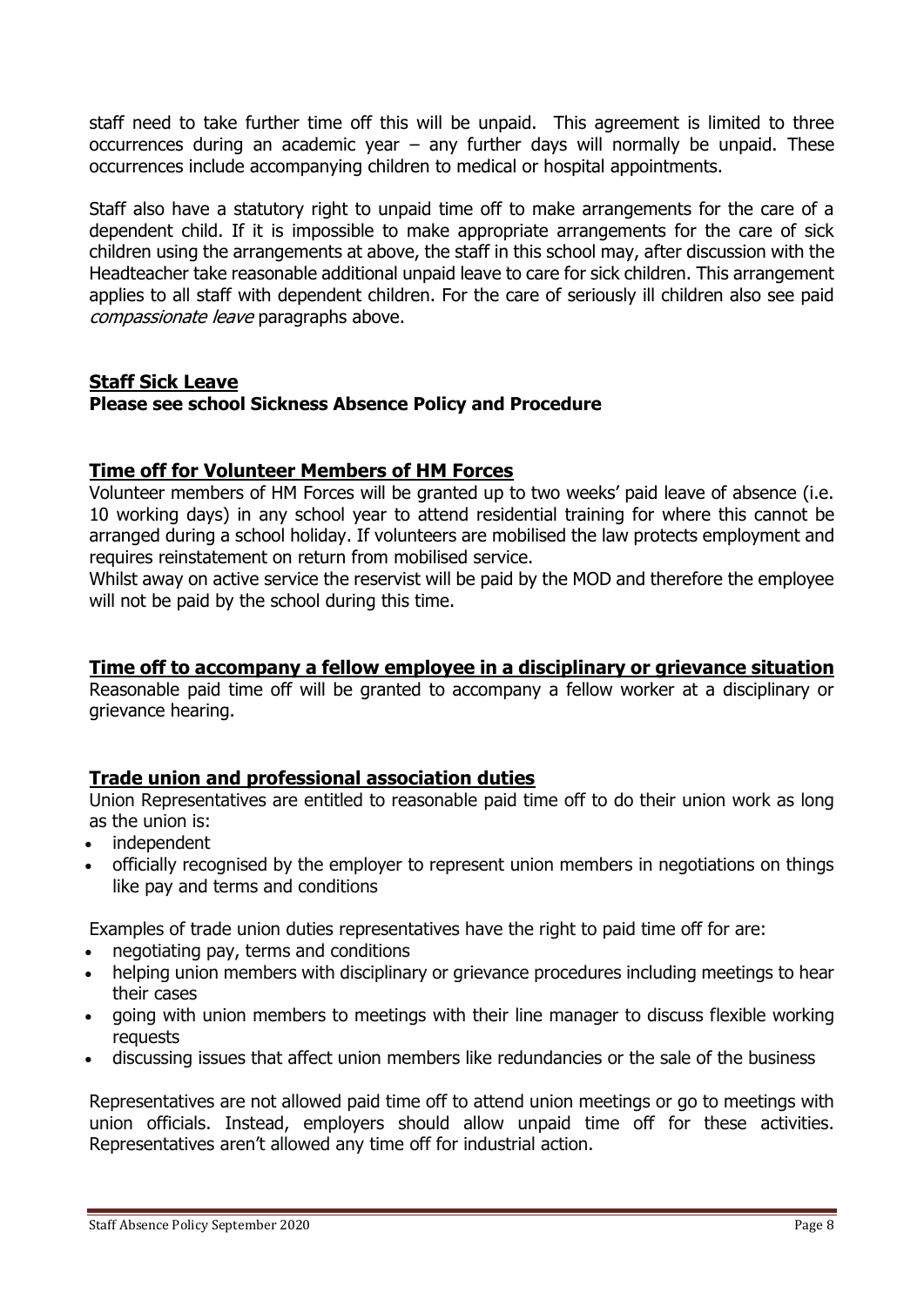staff need to take further time off this will be unpaid. This agreement is limited to three occurrences during an academic year – any further days will normally be unpaid. These occurrences include accompanying children to medical or hospital appointments.

Staff also have a statutory right to unpaid time off to make arrangements for the care of a dependent child. If it is impossible to make appropriate arrangements for the care of sick children using the arrangements at above, the staff in this school may, after discussion with the Headteacher take reasonable additional unpaid leave to care for sick children. This arrangement applies to all staff with dependent children. For the care of seriously ill children also see paid *compassionate leave* paragraphs above.

## Staff Sick Leave

**Please see school Sickness Absence Policy and Procedure**

## Time off for Volunteer Members of HM Forces

Volunteer members of HM Forces will be granted up to two weeks' paid leave of absence (i.e. 10 working days) in any school year to attend residential training for where this cannot be arranged during a school holiday. If volunteers are mobilised the law protects employment and requires reinstatement on return from mobilised service.

Whilst away on active service the reservist will be paid by the MOD and therefore the employee will not be paid by the school during this time.

## Time off to accompany a fellow employee in a disciplinary or grievance situation

Reasonable paid time off will be granted to accompany a fellow worker at a disciplinary or grievance hearing.

## Trade union and professional association duties

Union Representatives are entitled to reasonable paid time off to do their union work as long as the union is:

- independent
- officially recognised by the employer to represent union members in negotiations on things like pay and terms and conditions

Examples of trade union duties representatives have the right to paid time off for are:

- negotiating pay, terms and conditions
- helping union members with disciplinary or grievance procedures including meetings to hear their cases
- going with union members to meetings with their line manager to discuss flexible working requests
- discussing issues that affect union members like redundancies or the sale of the business

Representatives are not allowed paid time off to attend union meetings or go to meetings with union officials. Instead, employers should allow unpaid time off for these activities. Representatives aren't allowed any time off for industrial action.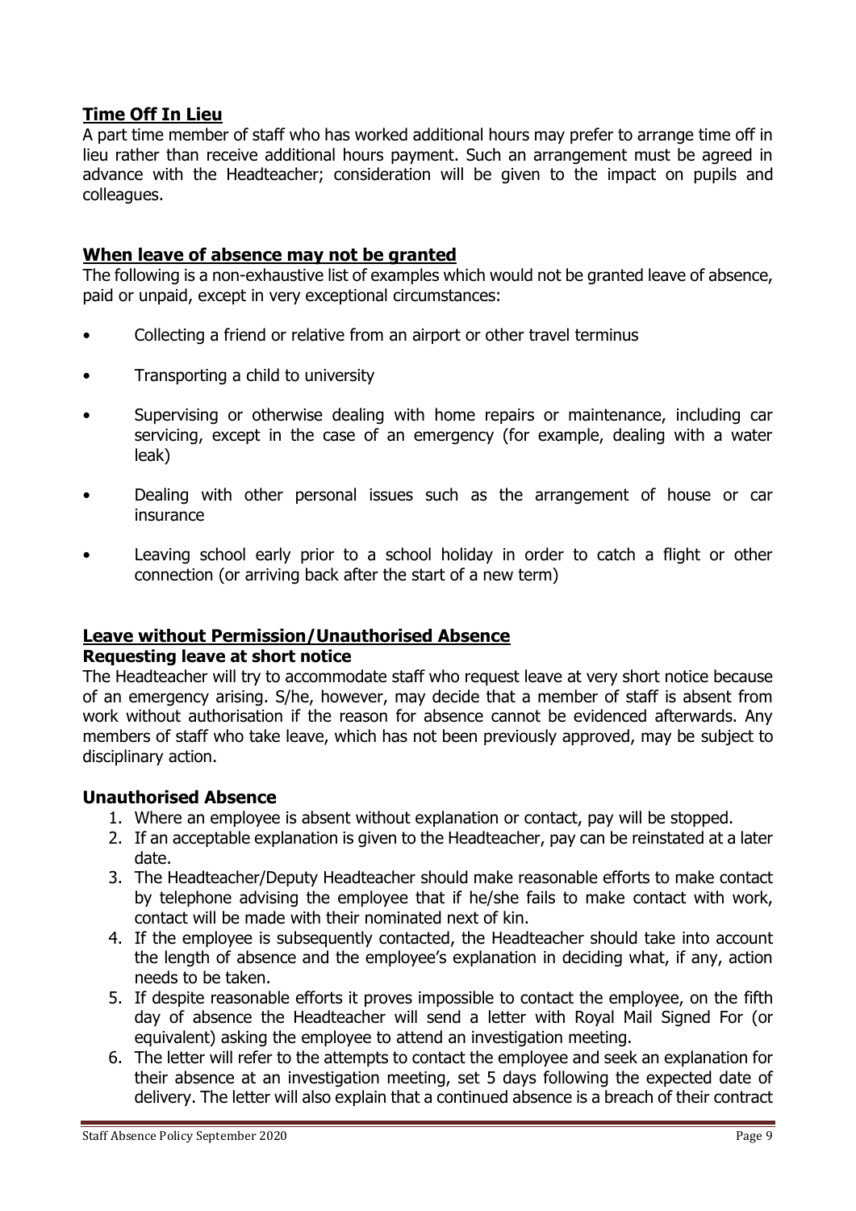## Time Off In Lieu

A part time member of staff who has worked additional hours may prefer to arrange time off in lieu rather than receive additional hours payment. Such an arrangement must be agreed in advance with the Headteacher; consideration will be given to the impact on pupils and colleagues.

## When leave of absence may not be granted

The following is a non-exhaustive list of examples which would not be granted leave of absence, paid or unpaid, except in very exceptional circumstances:

- Collecting a friend or relative from an airport or other travel terminus
- Transporting a child to university
- Supervising or otherwise dealing with home repairs or maintenance, including car servicing, except in the case of an emergency (for example, dealing with a water leak)
- Dealing with other personal issues such as the arrangement of house or car insurance
- Leaving school early prior to a school holiday in order to catch a flight or other connection (or arriving back after the start of a new term)

## Leave without Permission/Unauthorised Absence

### Requesting leave at short notice

The Headteacher will try to accommodate staff who request leave at very short notice because of an emergency arising. S/he, however, may decide that a member of staff is absent from work without authorisation if the reason for absence cannot be evidenced afterwards. Any members of staff who take leave, which has not been previously approved, may be subject to disciplinary action.

### Unauthorised Absence

1. Where an employee is absent without explanation or contact, pay will be stopped.
2. If an acceptable explanation is given to the Headteacher, pay can be reinstated at a later date.
3. The Headteacher/Deputy Headteacher should make reasonable efforts to make contact by telephone advising the employee that if he/she fails to make contact with work, contact will be made with their nominated next of kin.
4. If the employee is subsequently contacted, the Headteacher should take into account the length of absence and the employee's explanation in deciding what, if any, action needs to be taken.
5. If despite reasonable efforts it proves impossible to contact the employee, on the fifth day of absence the Headteacher will send a letter with Royal Mail Signed For (or equivalent) asking the employee to attend an investigation meeting.
6. The letter will refer to the attempts to contact the employee and seek an explanation for their absence at an investigation meeting, set 5 days following the expected date of delivery. The letter will also explain that a continued absence is a breach of their contract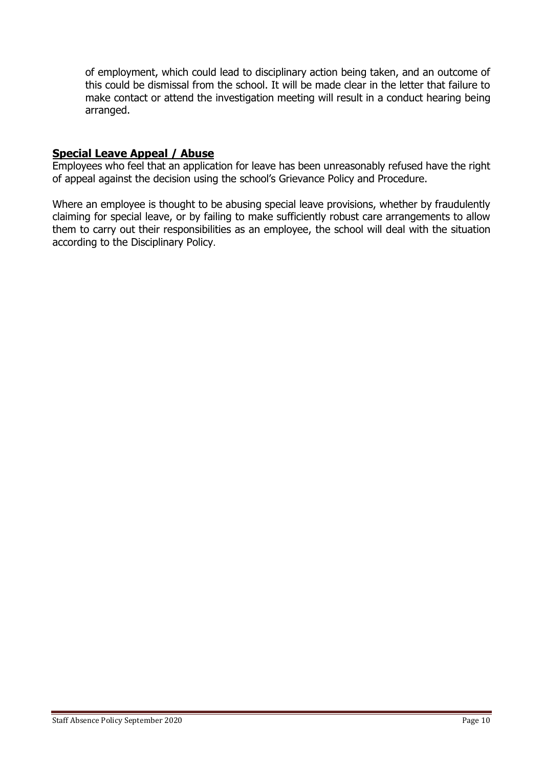of employment, which could lead to disciplinary action being taken, and an outcome of this could be dismissal from the school. It will be made clear in the letter that failure to make contact or attend the investigation meeting will result in a conduct hearing being arranged.

## Special Leave Appeal / Abuse

Employees who feel that an application for leave has been unreasonably refused have the right of appeal against the decision using the school's Grievance Policy and Procedure.

Where an employee is thought to be abusing special leave provisions, whether by fraudulently claiming for special leave, or by failing to make sufficiently robust care arrangements to allow them to carry out their responsibilities as an employee, the school will deal with the situation according to the Disciplinary Policy.